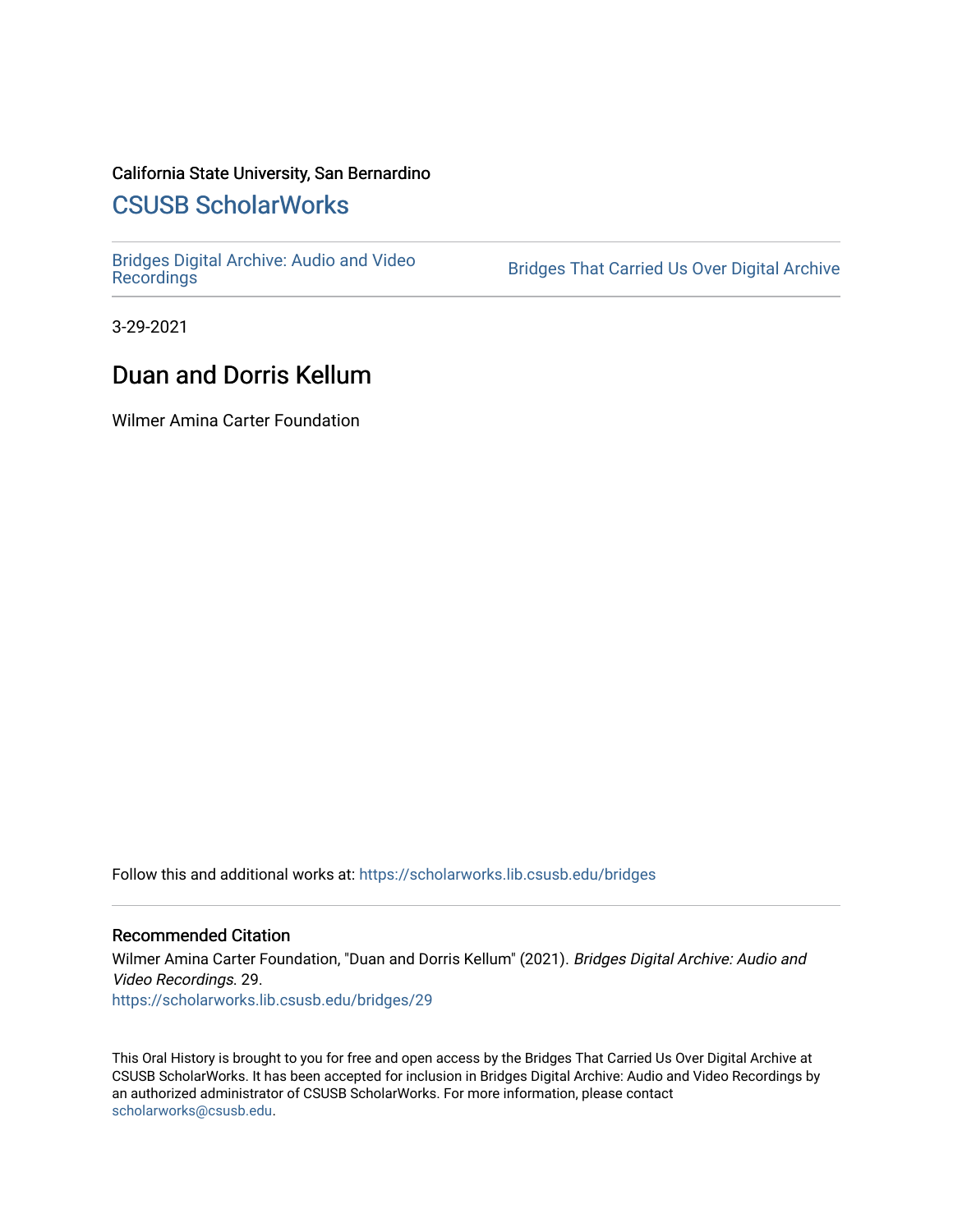California State University, San Bernardino

# CSUSB ScholarWorks

Bridges Digital Archive: Audio and Video Recordings | Bridges That Carried Us Over Digital Archive

3-29-2021

## Duan and Dorris Kellum

Wilmer Amina Carter Foundation

Follow this and additional works at: https://scholarworks.lib.csusb.edu/bridges

### Recommended Citation

Wilmer Amina Carter Foundation, "Duan and Dorris Kellum" (2021). *Bridges Digital Archive: Audio and Video Recordings*. 29.
https://scholarworks.lib.csusb.edu/bridges/29

This Oral History is brought to you for free and open access by the Bridges That Carried Us Over Digital Archive at CSUSB ScholarWorks. It has been accepted for inclusion in Bridges Digital Archive: Audio and Video Recordings by an authorized administrator of CSUSB ScholarWorks. For more information, please contact scholarworks@csusb.edu.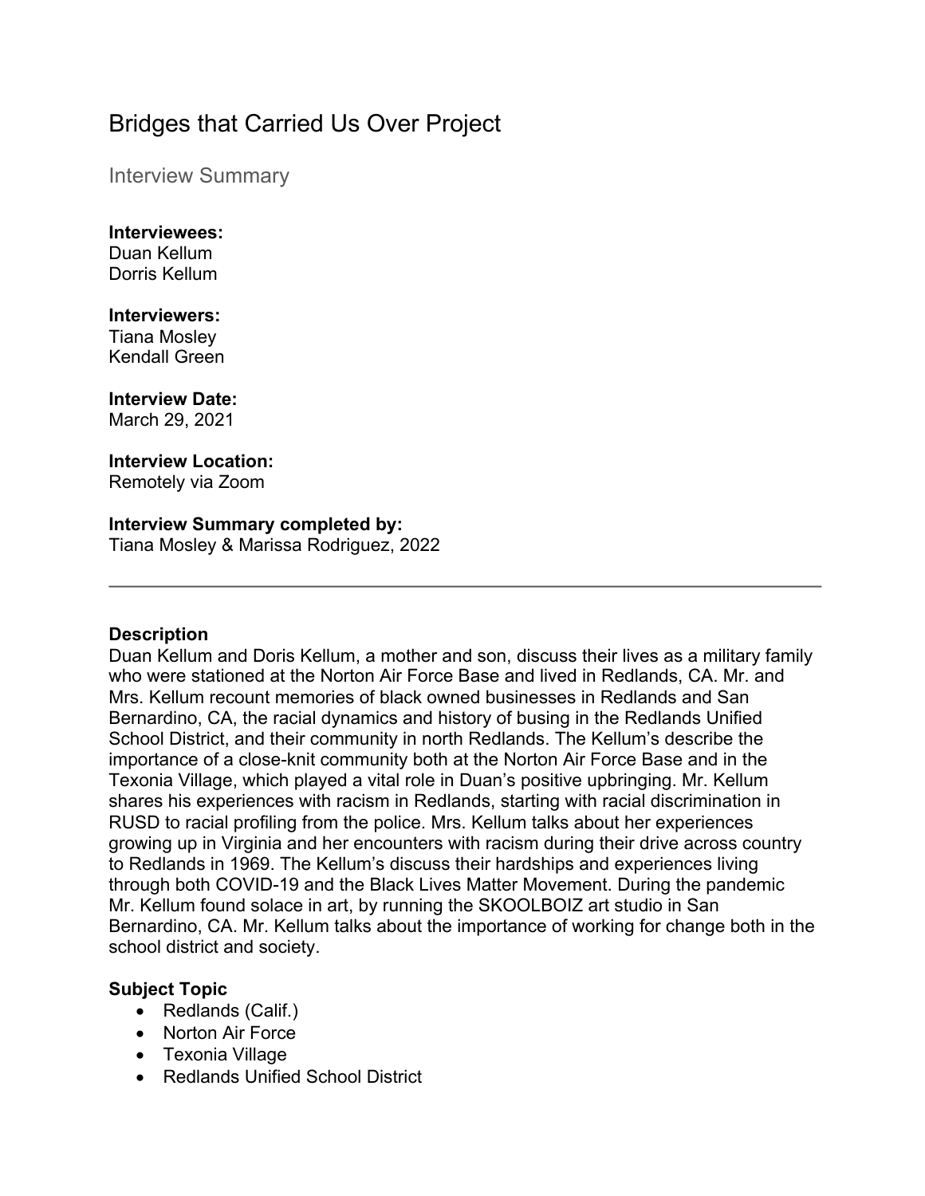# Bridges that Carried Us Over Project

## Interview Summary

**Interviewees:**
Duan Kellum
Dorris Kellum

**Interviewers:**
Tiana Mosley
Kendall Green

**Interview Date:**
March 29, 2021

**Interview Location:**
Remotely via Zoom

**Interview Summary completed by:**
Tiana Mosley & Marissa Rodriguez, 2022

---

**Description**
Duan Kellum and Doris Kellum, a mother and son, discuss their lives as a military family who were stationed at the Norton Air Force Base and lived in Redlands, CA. Mr. and Mrs. Kellum recount memories of black owned businesses in Redlands and San Bernardino, CA, the racial dynamics and history of busing in the Redlands Unified School District, and their community in north Redlands. The Kellum's describe the importance of a close-knit community both at the Norton Air Force Base and in the Texonia Village, which played a vital role in Duan's positive upbringing. Mr. Kellum shares his experiences with racism in Redlands, starting with racial discrimination in RUSD to racial profiling from the police. Mrs. Kellum talks about her experiences growing up in Virginia and her encounters with racism during their drive across country to Redlands in 1969. The Kellum's discuss their hardships and experiences living through both COVID-19 and the Black Lives Matter Movement. During the pandemic Mr. Kellum found solace in art, by running the SKOOLBOIZ art studio in San Bernardino, CA. Mr. Kellum talks about the importance of working for change both in the school district and society.

**Subject Topic**
- Redlands (Calif.)
- Norton Air Force
- Texonia Village
- Redlands Unified School District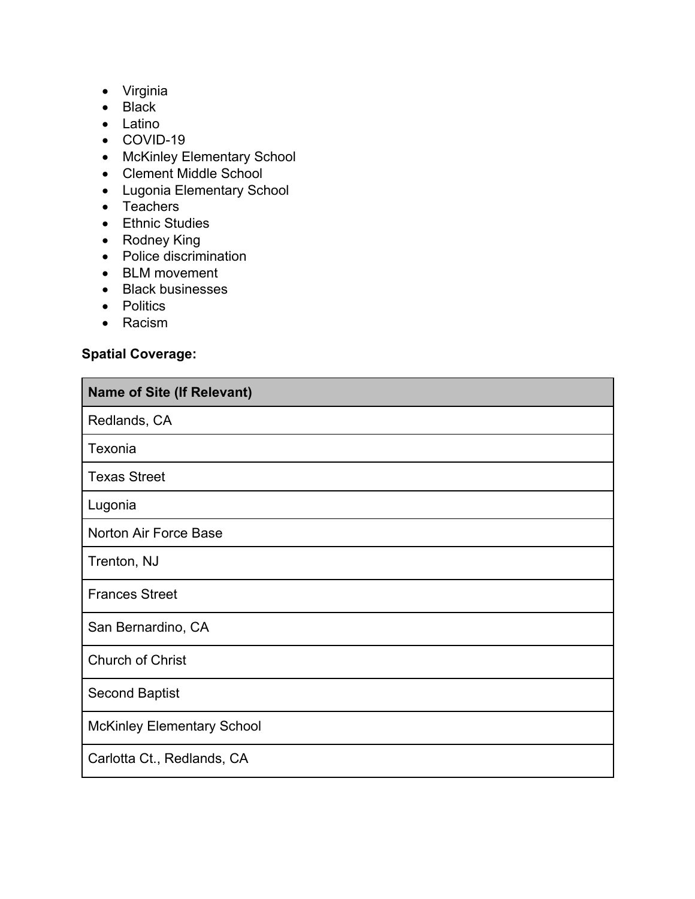- Virginia
- Black
- Latino
- COVID-19
- McKinley Elementary School
- Clement Middle School
- Lugonia Elementary School
- Teachers
- Ethnic Studies
- Rodney King
- Police discrimination
- BLM movement
- Black businesses
- Politics
- Racism

**Spatial Coverage:**

| Name of Site (If Relevant) |
|---|
| Redlands, CA |
| Texonia |
| Texas Street |
| Lugonia |
| Norton Air Force Base |
| Trenton, NJ |
| Frances Street |
| San Bernardino, CA |
| Church of Christ |
| Second Baptist |
| McKinley Elementary School |
| Carlotta Ct., Redlands, CA |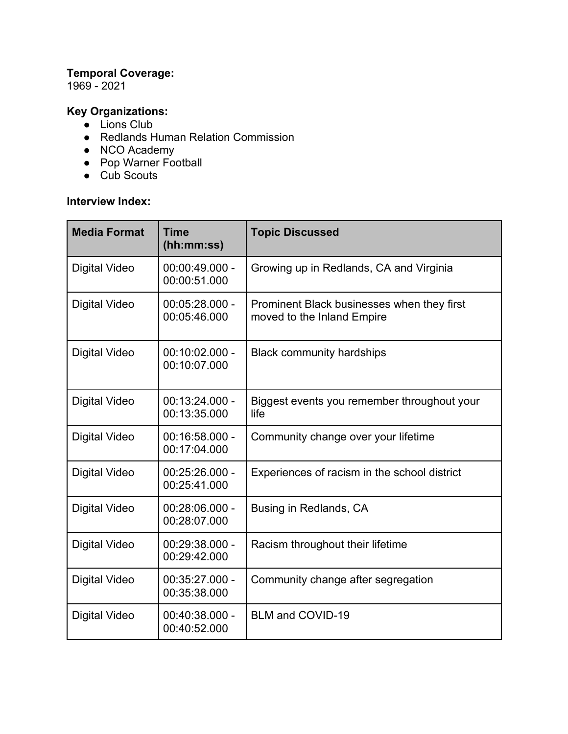**Temporal Coverage:**
1969 - 2021

**Key Organizations:**

- Lions Club
- Redlands Human Relation Commission
- NCO Academy
- Pop Warner Football
- Cub Scouts

**Interview Index:**

| Media Format | Time (hh:mm:ss) | Topic Discussed |
|---|---|---|
| Digital Video | 00:00:49.000 - 00:00:51.000 | Growing up in Redlands, CA and Virginia |
| Digital Video | 00:05:28.000 - 00:05:46.000 | Prominent Black businesses when they first moved to the Inland Empire |
| Digital Video | 00:10:02.000 - 00:10:07.000 | Black community hardships |
| Digital Video | 00:13:24.000 - 00:13:35.000 | Biggest events you remember throughout your life |
| Digital Video | 00:16:58.000 - 00:17:04.000 | Community change over your lifetime |
| Digital Video | 00:25:26.000 - 00:25:41.000 | Experiences of racism in the school district |
| Digital Video | 00:28:06.000 - 00:28:07.000 | Busing in Redlands, CA |
| Digital Video | 00:29:38.000 - 00:29:42.000 | Racism throughout their lifetime |
| Digital Video | 00:35:27.000 - 00:35:38.000 | Community change after segregation |
| Digital Video | 00:40:38.000 - 00:40:52.000 | BLM and COVID-19 |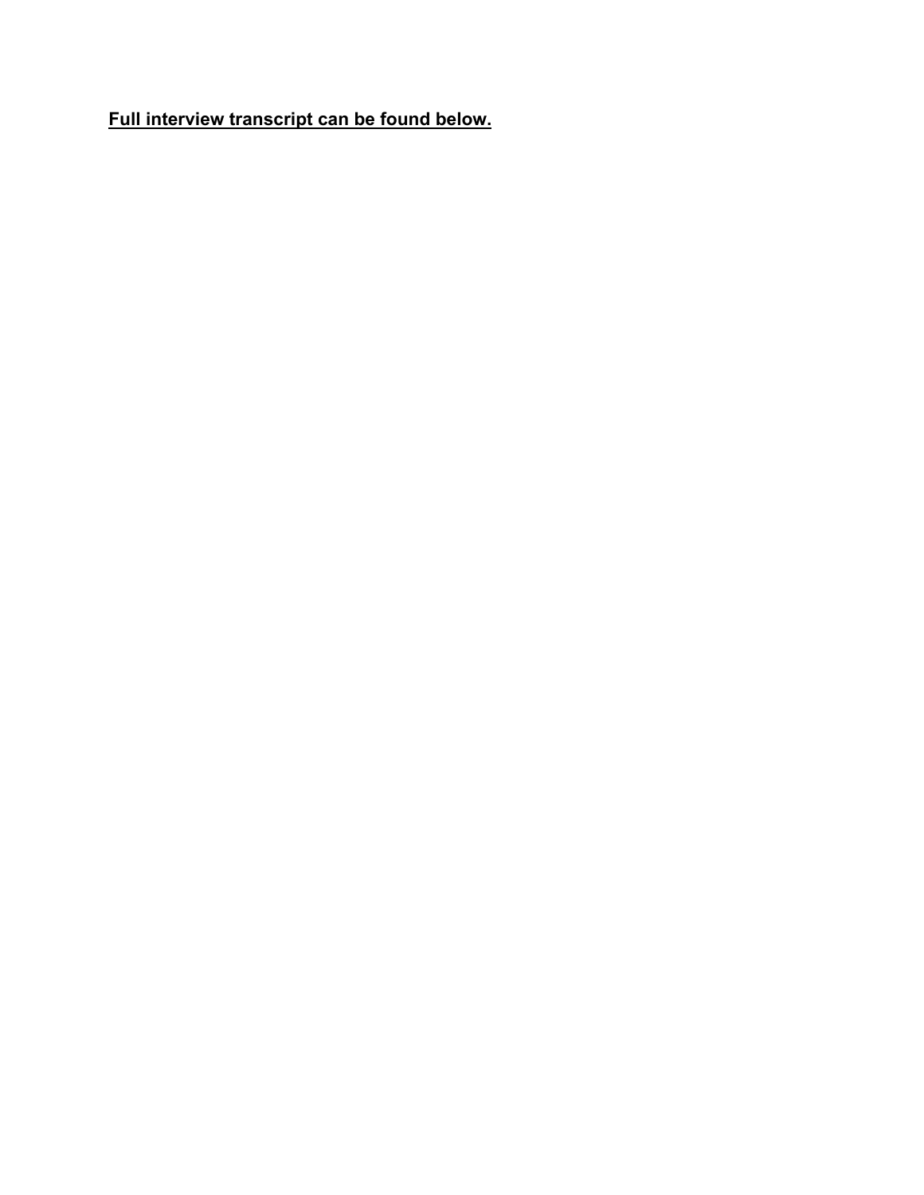**Full interview transcript can be found below.**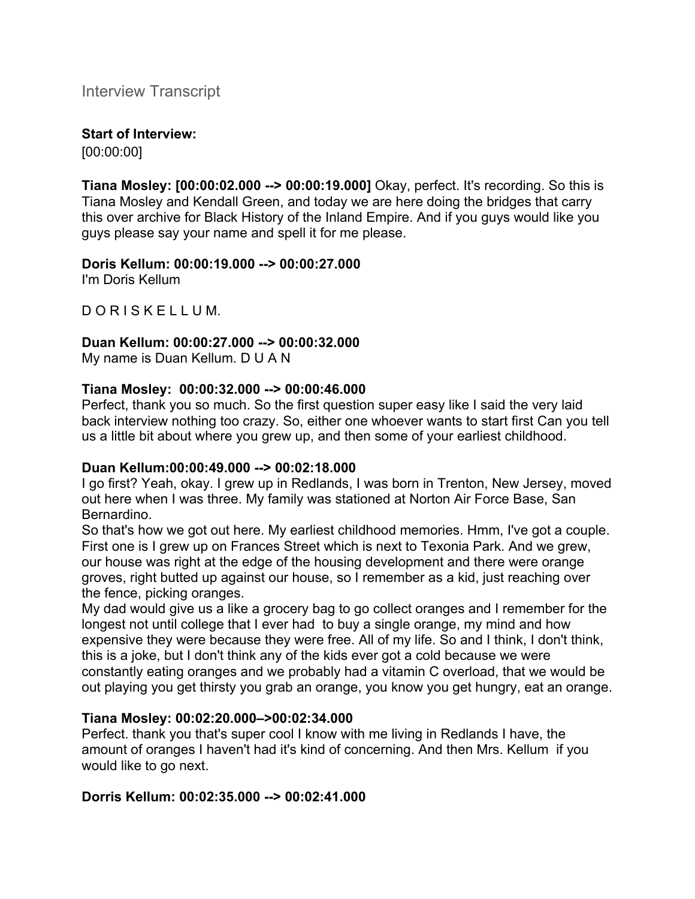Interview Transcript

**Start of Interview:**
[00:00:00]

**Tiana Mosley: [00:00:02.000 --> 00:00:19.000]** Okay, perfect. It's recording. So this is Tiana Mosley and Kendall Green, and today we are here doing the bridges that carry this over archive for Black History of the Inland Empire. And if you guys would like you guys please say your name and spell it for me please.

**Doris Kellum: 00:00:19.000 --> 00:00:27.000**
I'm Doris Kellum

D O R I S K E L L U M.

**Duan Kellum: 00:00:27.000 --> 00:00:32.000**
My name is Duan Kellum. D U A N

**Tiana Mosley: 00:00:32.000 --> 00:00:46.000**
Perfect, thank you so much. So the first question super easy like I said the very laid back interview nothing too crazy. So, either one whoever wants to start first Can you tell us a little bit about where you grew up, and then some of your earliest childhood.

**Duan Kellum:00:00:49.000 --> 00:02:18.000**
I go first? Yeah, okay. I grew up in Redlands, I was born in Trenton, New Jersey, moved out here when I was three. My family was stationed at Norton Air Force Base, San Bernardino.
So that's how we got out here. My earliest childhood memories. Hmm, I've got a couple. First one is I grew up on Frances Street which is next to Texonia Park. And we grew, our house was right at the edge of the housing development and there were orange groves, right butted up against our house, so I remember as a kid, just reaching over the fence, picking oranges.
My dad would give us a like a grocery bag to go collect oranges and I remember for the longest not until college that I ever had to buy a single orange, my mind and how expensive they were because they were free. All of my life. So and I think, I don't think, this is a joke, but I don't think any of the kids ever got a cold because we were constantly eating oranges and we probably had a vitamin C overload, that we would be out playing you get thirsty you grab an orange, you know you get hungry, eat an orange.

**Tiana Mosley: 00:02:20.000–>00:02:34.000**
Perfect. thank you that's super cool I know with me living in Redlands I have, the amount of oranges I haven't had it's kind of concerning. And then Mrs. Kellum if you would like to go next.

**Dorris Kellum: 00:02:35.000 --> 00:02:41.000**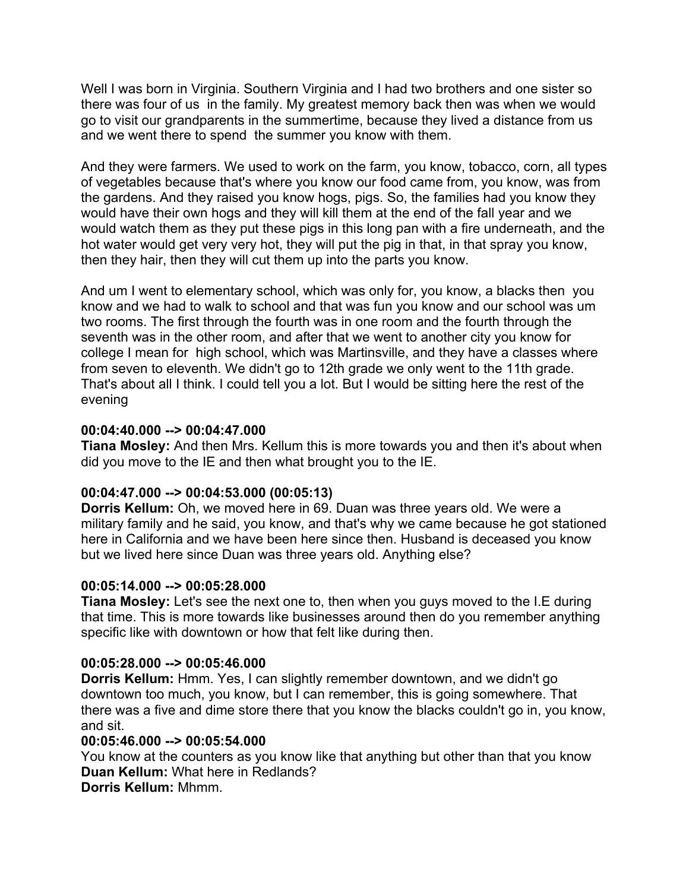Well I was born in Virginia. Southern Virginia and I had two brothers and one sister so there was four of us in the family. My greatest memory back then was when we would go to visit our grandparents in the summertime, because they lived a distance from us and we went there to spend the summer you know with them.

And they were farmers. We used to work on the farm, you know, tobacco, corn, all types of vegetables because that's where you know our food came from, you know, was from the gardens. And they raised you know hogs, pigs. So, the families had you know they would have their own hogs and they will kill them at the end of the fall year and we would watch them as they put these pigs in this long pan with a fire underneath, and the hot water would get very very hot, they will put the pig in that, in that spray you know, then they hair, then they will cut them up into the parts you know.

And um I went to elementary school, which was only for, you know, a blacks then you know and we had to walk to school and that was fun you know and our school was um two rooms. The first through the fourth was in one room and the fourth through the seventh was in the other room, and after that we went to another city you know for college I mean for high school, which was Martinsville, and they have a classes where from seven to eleventh. We didn't go to 12th grade we only went to the 11th grade. That's about all I think. I could tell you a lot. But I would be sitting here the rest of the evening

**00:04:40.000 --> 00:04:47.000**
**Tiana Mosley:** And then Mrs. Kellum this is more towards you and then it's about when did you move to the IE and then what brought you to the IE.

**00:04:47.000 --> 00:04:53.000 (00:05:13)**
**Dorris Kellum:** Oh, we moved here in 69. Duan was three years old. We were a military family and he said, you know, and that's why we came because he got stationed here in California and we have been here since then. Husband is deceased you know but we lived here since Duan was three years old. Anything else?

**00:05:14.000 --> 00:05:28.000**
**Tiana Mosley:** Let's see the next one to, then when you guys moved to the I.E during that time. This is more towards like businesses around then do you remember anything specific like with downtown or how that felt like during then.

**00:05:28.000 --> 00:05:46.000**
**Dorris Kellum:** Hmm. Yes, I can slightly remember downtown, and we didn't go downtown too much, you know, but I can remember, this is going somewhere. That there was a five and dime store there that you know the blacks couldn't go in, you know, and sit.
**00:05:46.000 --> 00:05:54.000**
You know at the counters as you know like that anything but other than that you know
**Duan Kellum:** What here in Redlands?
**Dorris Kellum:** Mhmm.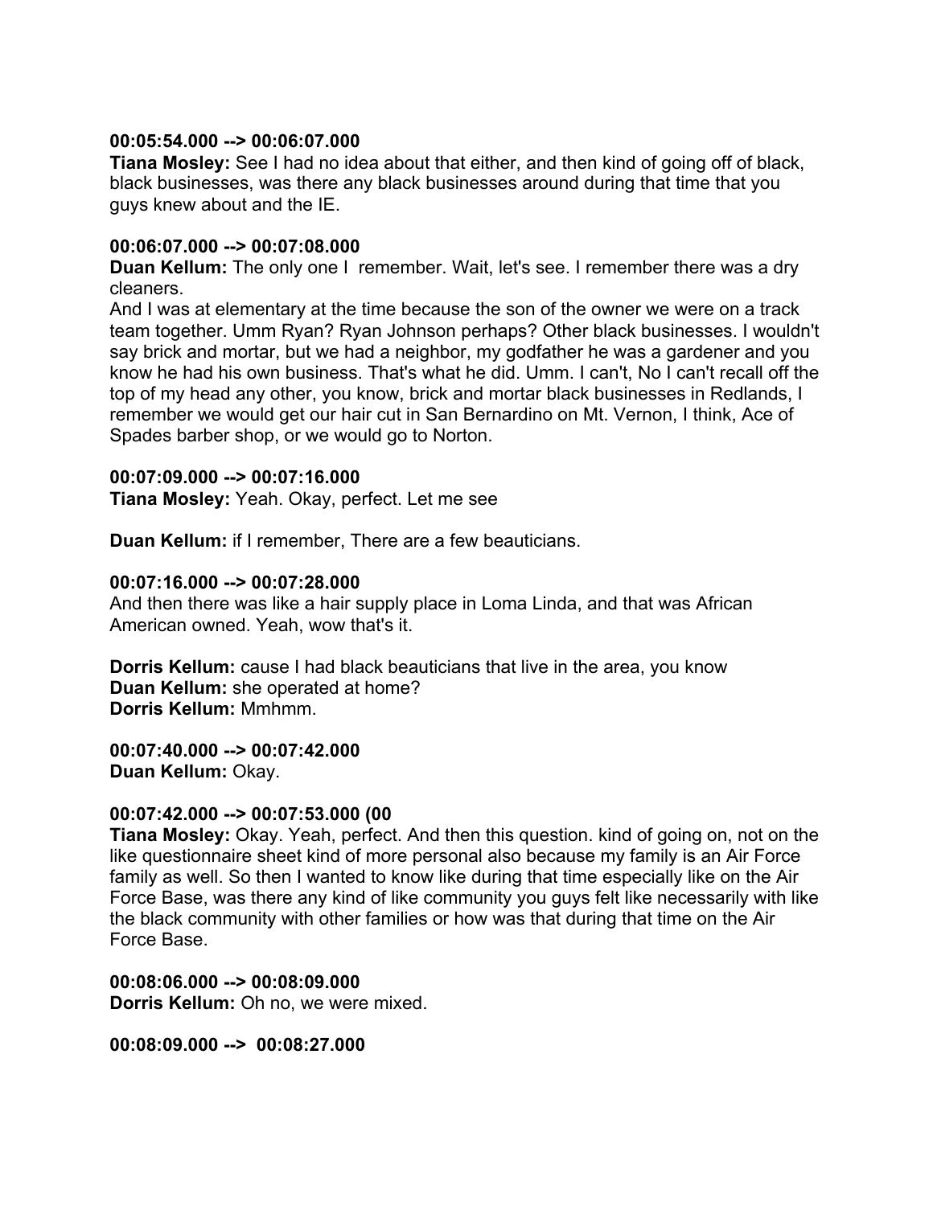**00:05:54.000 --> 00:06:07.000**
**Tiana Mosley:** See I had no idea about that either, and then kind of going off of black, black businesses, was there any black businesses around during that time that you guys knew about and the IE.

**00:06:07.000 --> 00:07:08.000**
**Duan Kellum:** The only one I remember. Wait, let's see. I remember there was a dry cleaners.
And I was at elementary at the time because the son of the owner we were on a track team together. Umm Ryan? Ryan Johnson perhaps? Other black businesses. I wouldn't say brick and mortar, but we had a neighbor, my godfather he was a gardener and you know he had his own business. That's what he did. Umm. I can't, No I can't recall off the top of my head any other, you know, brick and mortar black businesses in Redlands, I remember we would get our hair cut in San Bernardino on Mt. Vernon, I think, Ace of Spades barber shop, or we would go to Norton.

**00:07:09.000 --> 00:07:16.000**
**Tiana Mosley:** Yeah. Okay, perfect. Let me see

**Duan Kellum:** if I remember, There are a few beauticians.

**00:07:16.000 --> 00:07:28.000**
And then there was like a hair supply place in Loma Linda, and that was African American owned. Yeah, wow that's it.

**Dorris Kellum:** cause I had black beauticians that live in the area, you know
**Duan Kellum:** she operated at home?
**Dorris Kellum:** Mmhmm.

**00:07:40.000 --> 00:07:42.000**
**Duan Kellum:** Okay.

**00:07:42.000 --> 00:07:53.000 (00**
**Tiana Mosley:** Okay. Yeah, perfect. And then this question. kind of going on, not on the like questionnaire sheet kind of more personal also because my family is an Air Force family as well. So then I wanted to know like during that time especially like on the Air Force Base, was there any kind of like community you guys felt like necessarily with like the black community with other families or how was that during that time on the Air Force Base.

**00:08:06.000 --> 00:08:09.000**
**Dorris Kellum:** Oh no, we were mixed.

**00:08:09.000 --> 00:08:27.000**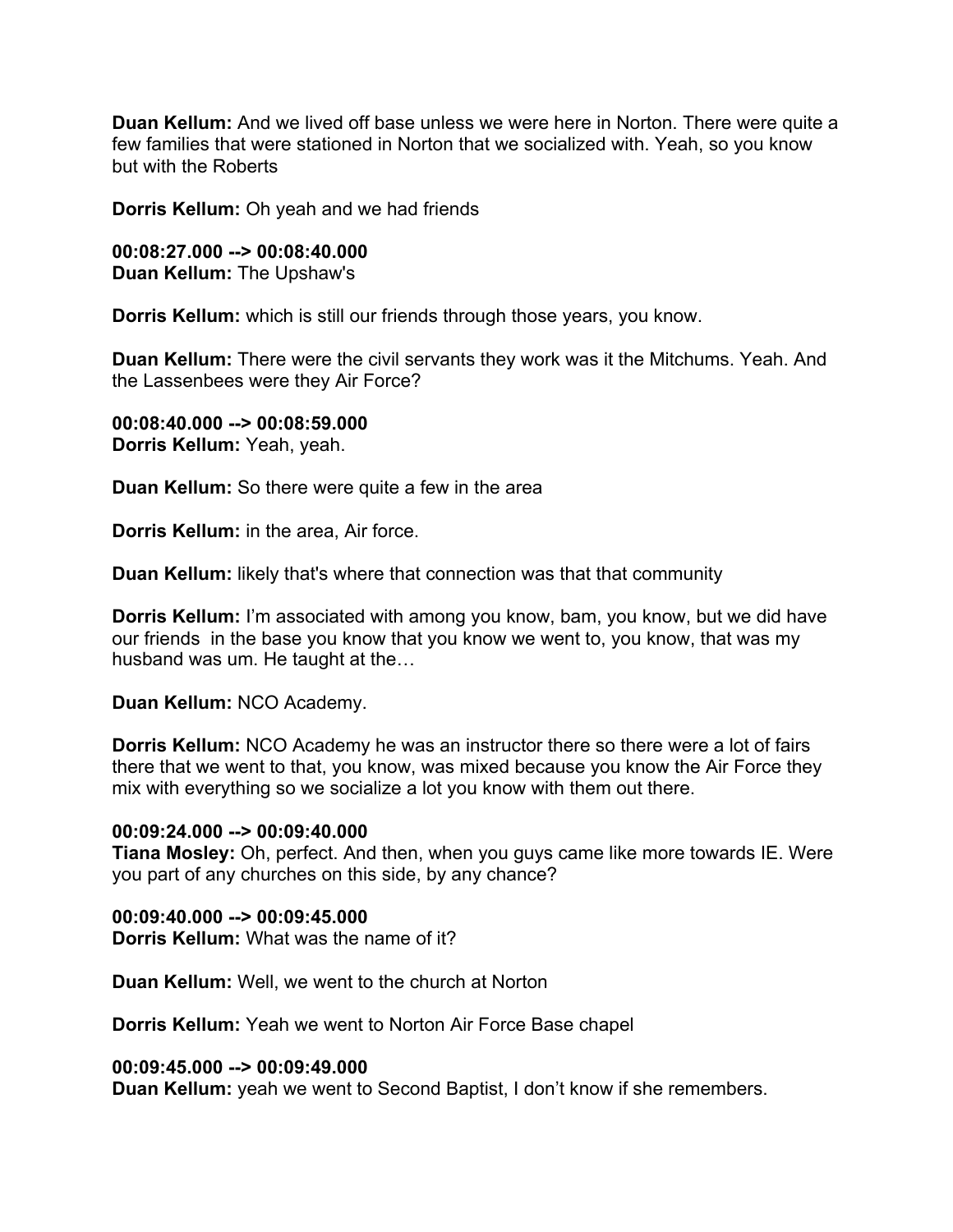**Duan Kellum:** And we lived off base unless we were here in Norton. There were quite a few families that were stationed in Norton that we socialized with. Yeah, so you know but with the Roberts

**Dorris Kellum:** Oh yeah and we had friends

**00:08:27.000 --> 00:08:40.000**
**Duan Kellum:** The Upshaw's

**Dorris Kellum:** which is still our friends through those years, you know.

**Duan Kellum:** There were the civil servants they work was it the Mitchums. Yeah. And the Lassenbees were they Air Force?

**00:08:40.000 --> 00:08:59.000**
**Dorris Kellum:** Yeah, yeah.

**Duan Kellum:** So there were quite a few in the area

**Dorris Kellum:** in the area, Air force.

**Duan Kellum:** likely that's where that connection was that that community

**Dorris Kellum:** I'm associated with among you know, bam, you know, but we did have our friends in the base you know that you know we went to, you know, that was my husband was um. He taught at the…

**Duan Kellum:** NCO Academy.

**Dorris Kellum:** NCO Academy he was an instructor there so there were a lot of fairs there that we went to that, you know, was mixed because you know the Air Force they mix with everything so we socialize a lot you know with them out there.

**00:09:24.000 --> 00:09:40.000**
**Tiana Mosley:** Oh, perfect. And then, when you guys came like more towards IE. Were you part of any churches on this side, by any chance?

**00:09:40.000 --> 00:09:45.000**
**Dorris Kellum:** What was the name of it?

**Duan Kellum:** Well, we went to the church at Norton

**Dorris Kellum:** Yeah we went to Norton Air Force Base chapel

**00:09:45.000 --> 00:09:49.000**
**Duan Kellum:** yeah we went to Second Baptist, I don't know if she remembers.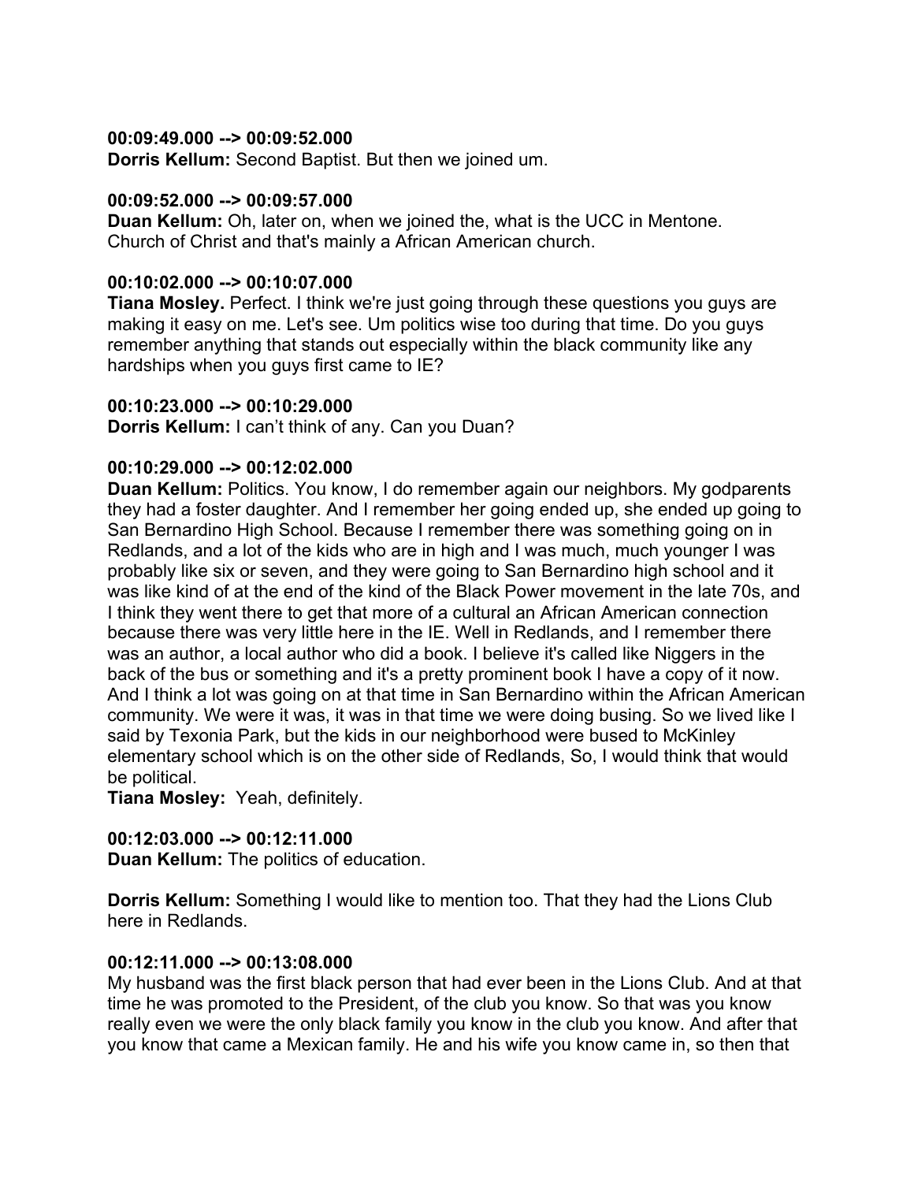**00:09:49.000 --> 00:09:52.000**
**Dorris Kellum:** Second Baptist. But then we joined um.

**00:09:52.000 --> 00:09:57.000**
**Duan Kellum:** Oh, later on, when we joined the, what is the UCC in Mentone. Church of Christ and that's mainly a African American church.

**00:10:02.000 --> 00:10:07.000**
**Tiana Mosley.** Perfect. I think we're just going through these questions you guys are making it easy on me. Let's see. Um politics wise too during that time. Do you guys remember anything that stands out especially within the black community like any hardships when you guys first came to IE?

**00:10:23.000 --> 00:10:29.000**
**Dorris Kellum:** I can't think of any. Can you Duan?

**00:10:29.000 --> 00:12:02.000**
**Duan Kellum:** Politics. You know, I do remember again our neighbors. My godparents they had a foster daughter. And I remember her going ended up, she ended up going to San Bernardino High School. Because I remember there was something going on in Redlands, and a lot of the kids who are in high and I was much, much younger I was probably like six or seven, and they were going to San Bernardino high school and it was like kind of at the end of the kind of the Black Power movement in the late 70s, and I think they went there to get that more of a cultural an African American connection because there was very little here in the IE. Well in Redlands, and I remember there was an author, a local author who did a book. I believe it's called like Niggers in the back of the bus or something and it's a pretty prominent book I have a copy of it now. And I think a lot was going on at that time in San Bernardino within the African American community. We were it was, it was in that time we were doing busing. So we lived like I said by Texonia Park, but the kids in our neighborhood were bused to McKinley elementary school which is on the other side of Redlands, So, I would think that would be political.
**Tiana Mosley:** Yeah, definitely.

**00:12:03.000 --> 00:12:11.000**
**Duan Kellum:** The politics of education.

**Dorris Kellum:** Something I would like to mention too. That they had the Lions Club here in Redlands.

**00:12:11.000 --> 00:13:08.000**
My husband was the first black person that had ever been in the Lions Club. And at that time he was promoted to the President, of the club you know. So that was you know really even we were the only black family you know in the club you know. And after that you know that came a Mexican family. He and his wife you know came in, so then that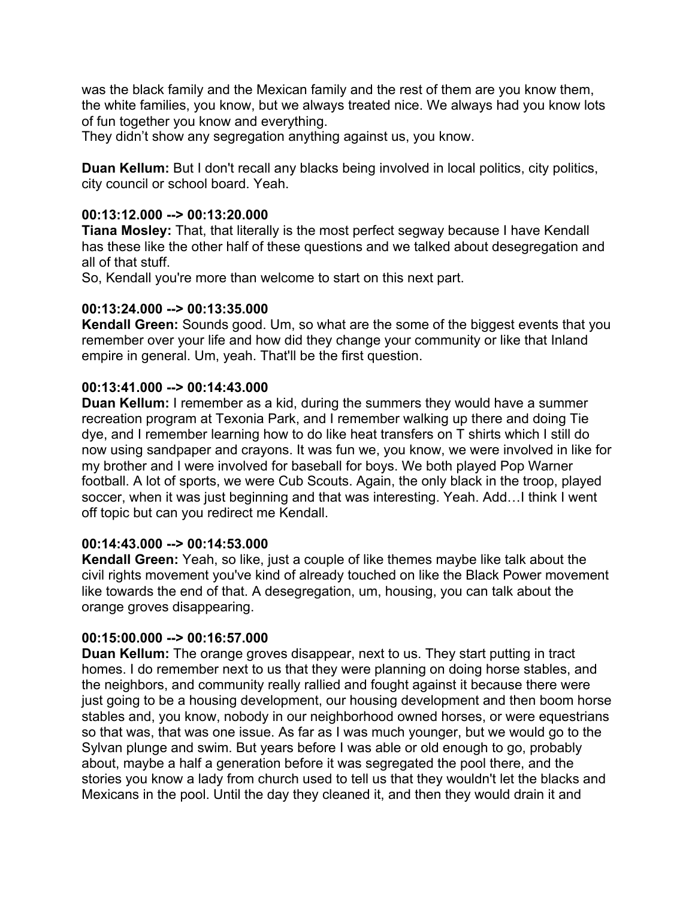was the black family and the Mexican family and the rest of them are you know them, the white families, you know, but we always treated nice. We always had you know lots of fun together you know and everything.
They didn't show any segregation anything against us, you know.

**Duan Kellum:** But I don't recall any blacks being involved in local politics, city politics, city council or school board. Yeah.

**00:13:12.000 --> 00:13:20.000**
**Tiana Mosley:** That, that literally is the most perfect segway because I have Kendall has these like the other half of these questions and we talked about desegregation and all of that stuff.
So, Kendall you're more than welcome to start on this next part.

**00:13:24.000 --> 00:13:35.000**
**Kendall Green:** Sounds good. Um, so what are the some of the biggest events that you remember over your life and how did they change your community or like that Inland empire in general. Um, yeah. That'll be the first question.

**00:13:41.000 --> 00:14:43.000**
**Duan Kellum:** I remember as a kid, during the summers they would have a summer recreation program at Texonia Park, and I remember walking up there and doing Tie dye, and I remember learning how to do like heat transfers on T shirts which I still do now using sandpaper and crayons. It was fun we, you know, we were involved in like for my brother and I were involved for baseball for boys. We both played Pop Warner football. A lot of sports, we were Cub Scouts. Again, the only black in the troop, played soccer, when it was just beginning and that was interesting. Yeah. Add…I think I went off topic but can you redirect me Kendall.

**00:14:43.000 --> 00:14:53.000**
**Kendall Green:** Yeah, so like, just a couple of like themes maybe like talk about the civil rights movement you've kind of already touched on like the Black Power movement like towards the end of that. A desegregation, um, housing, you can talk about the orange groves disappearing.

**00:15:00.000 --> 00:16:57.000**
**Duan Kellum:** The orange groves disappear, next to us. They start putting in tract homes. I do remember next to us that they were planning on doing horse stables, and the neighbors, and community really rallied and fought against it because there were just going to be a housing development, our housing development and then boom horse stables and, you know, nobody in our neighborhood owned horses, or were equestrians so that was, that was one issue. As far as I was much younger, but we would go to the Sylvan plunge and swim. But years before I was able or old enough to go, probably about, maybe a half a generation before it was segregated the pool there, and the stories you know a lady from church used to tell us that they wouldn't let the blacks and Mexicans in the pool. Until the day they cleaned it, and then they would drain it and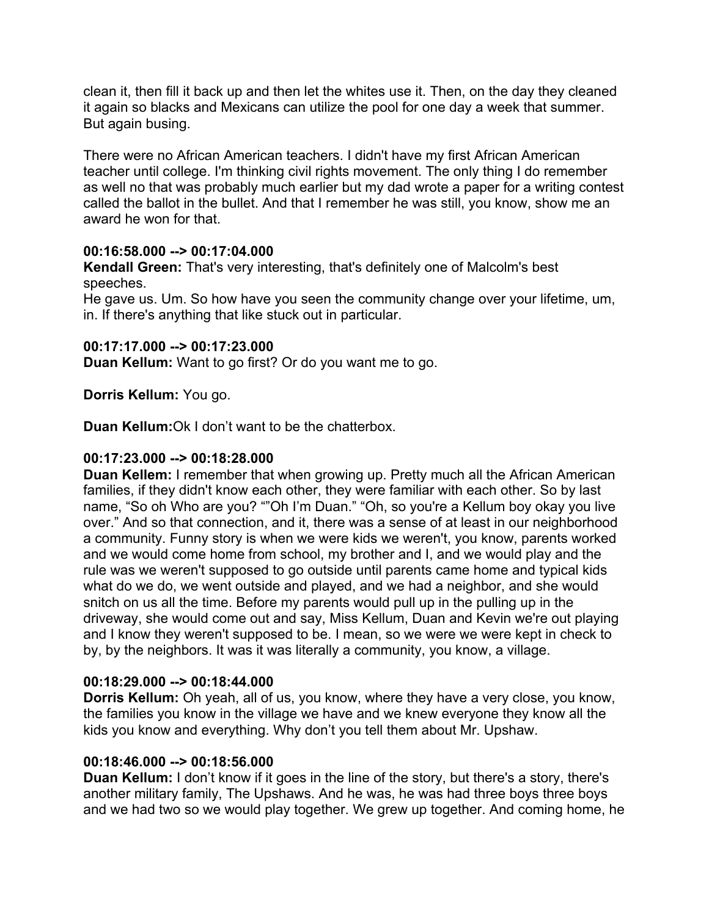clean it, then fill it back up and then let the whites use it. Then, on the day they cleaned it again so blacks and Mexicans can utilize the pool for one day a week that summer. But again busing.

There were no African American teachers. I didn't have my first African American teacher until college. I'm thinking civil rights movement. The only thing I do remember as well no that was probably much earlier but my dad wrote a paper for a writing contest called the ballot in the bullet. And that I remember he was still, you know, show me an award he won for that.

**00:16:58.000 --> 00:17:04.000**
**Kendall Green:** That's very interesting, that's definitely one of Malcolm's best speeches.
He gave us. Um. So how have you seen the community change over your lifetime, um, in. If there's anything that like stuck out in particular.

**00:17:17.000 --> 00:17:23.000**
**Duan Kellum:** Want to go first? Or do you want me to go.

**Dorris Kellum:** You go.

**Duan Kellum:**Ok I don't want to be the chatterbox.

**00:17:23.000 --> 00:18:28.000**
**Duan Kellem:** I remember that when growing up. Pretty much all the African American families, if they didn't know each other, they were familiar with each other. So by last name, "So oh Who are you? ""Oh I'm Duan." "Oh, so you're a Kellum boy okay you live over." And so that connection, and it, there was a sense of at least in our neighborhood a community. Funny story is when we were kids we weren't, you know, parents worked and we would come home from school, my brother and I, and we would play and the rule was we weren't supposed to go outside until parents came home and typical kids what do we do, we went outside and played, and we had a neighbor, and she would snitch on us all the time. Before my parents would pull up in the pulling up in the driveway, she would come out and say, Miss Kellum, Duan and Kevin we're out playing and I know they weren't supposed to be. I mean, so we were we were kept in check to by, by the neighbors. It was it was literally a community, you know, a village.

**00:18:29.000 --> 00:18:44.000**
**Dorris Kellum:** Oh yeah, all of us, you know, where they have a very close, you know, the families you know in the village we have and we knew everyone they know all the kids you know and everything. Why don't you tell them about Mr. Upshaw.

**00:18:46.000 --> 00:18:56.000**
**Duan Kellum:** I don't know if it goes in the line of the story, but there's a story, there's another military family, The Upshaws. And he was, he was had three boys three boys and we had two so we would play together. We grew up together. And coming home, he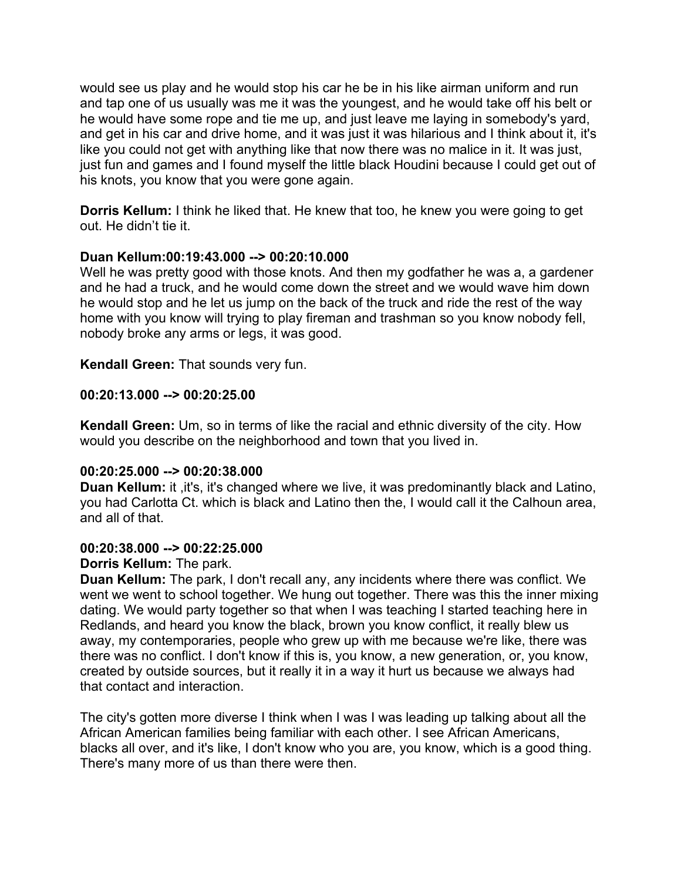would see us play and he would stop his car he be in his like airman uniform and run and tap one of us usually was me it was the youngest, and he would take off his belt or he would have some rope and tie me up, and just leave me laying in somebody's yard, and get in his car and drive home, and it was just it was hilarious and I think about it, it's like you could not get with anything like that now there was no malice in it. It was just, just fun and games and I found myself the little black Houdini because I could get out of his knots, you know that you were gone again.

**Dorris Kellum:** I think he liked that. He knew that too, he knew you were going to get out. He didn't tie it.

**Duan Kellum:00:19:43.000 --> 00:20:10.000**
Well he was pretty good with those knots. And then my godfather he was a, a gardener and he had a truck, and he would come down the street and we would wave him down he would stop and he let us jump on the back of the truck and ride the rest of the way home with you know will trying to play fireman and trashman so you know nobody fell, nobody broke any arms or legs, it was good.

**Kendall Green:** That sounds very fun.

**00:20:13.000 --> 00:20:25.00**

**Kendall Green:** Um, so in terms of like the racial and ethnic diversity of the city. How would you describe on the neighborhood and town that you lived in.

**00:20:25.000 --> 00:20:38.000**
**Duan Kellum:** it ,it's, it's changed where we live, it was predominantly black and Latino, you had Carlotta Ct. which is black and Latino then the, I would call it the Calhoun area, and all of that.

**00:20:38.000 --> 00:22:25.000**
**Dorris Kellum:** The park.
**Duan Kellum:** The park, I don't recall any, any incidents where there was conflict. We went we went to school together. We hung out together. There was this the inner mixing dating. We would party together so that when I was teaching I started teaching here in Redlands, and heard you know the black, brown you know conflict, it really blew us away, my contemporaries, people who grew up with me because we're like, there was there was no conflict. I don't know if this is, you know, a new generation, or, you know, created by outside sources, but it really it in a way it hurt us because we always had that contact and interaction.

The city's gotten more diverse I think when I was I was leading up talking about all the African American families being familiar with each other. I see African Americans, blacks all over, and it's like, I don't know who you are, you know, which is a good thing. There's many more of us than there were then.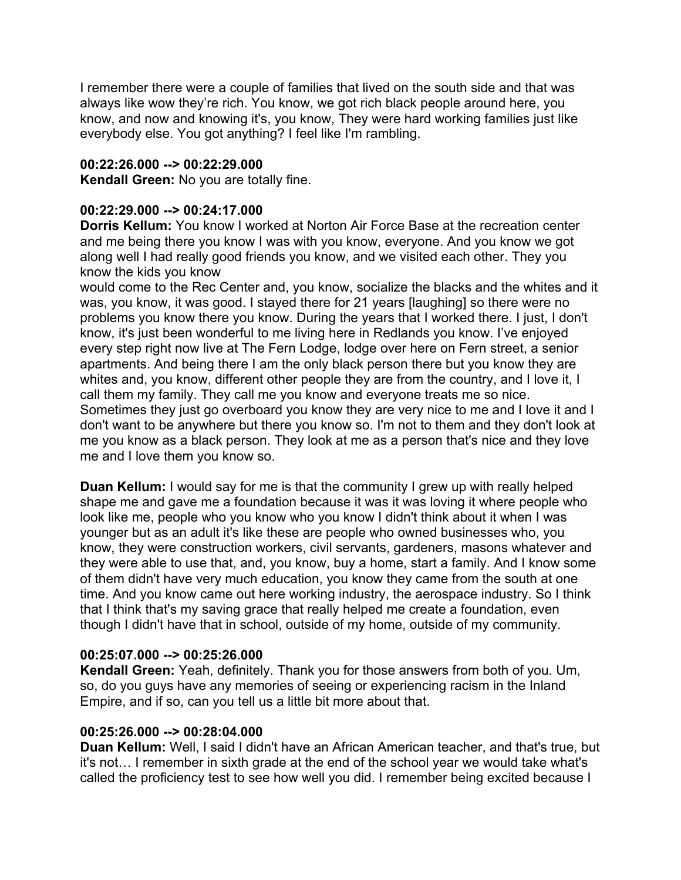I remember there were a couple of families that lived on the south side and that was always like wow they're rich. You know, we got rich black people around here, you know, and now and knowing it's, you know, They were hard working families just like everybody else. You got anything? I feel like I'm rambling.

**00:22:26.000 --> 00:22:29.000**
**Kendall Green:** No you are totally fine.

**00:22:29.000 --> 00:24:17.000**
**Dorris Kellum:** You know I worked at Norton Air Force Base at the recreation center and me being there you know I was with you know, everyone. And you know we got along well I had really good friends you know, and we visited each other. They you know the kids you know would come to the Rec Center and, you know, socialize the blacks and the whites and it was, you know, it was good. I stayed there for 21 years [laughing] so there were no problems you know there you know. During the years that I worked there. I just, I don't know, it's just been wonderful to me living here in Redlands you know. I've enjoyed every step right now live at The Fern Lodge, lodge over here on Fern street, a senior apartments. And being there I am the only black person there but you know they are whites and, you know, different other people they are from the country, and I love it, I call them my family. They call me you know and everyone treats me so nice. Sometimes they just go overboard you know they are very nice to me and I love it and I don't want to be anywhere but there you know so. I'm not to them and they don't look at me you know as a black person. They look at me as a person that's nice and they love me and I love them you know so.

**Duan Kellum:** I would say for me is that the community I grew up with really helped shape me and gave me a foundation because it was it was loving it where people who look like me, people who you know who you know I didn't think about it when I was younger but as an adult it's like these are people who owned businesses who, you know, they were construction workers, civil servants, gardeners, masons whatever and they were able to use that, and, you know, buy a home, start a family. And I know some of them didn't have very much education, you know they came from the south at one time. And you know came out here working industry, the aerospace industry. So I think that I think that's my saving grace that really helped me create a foundation, even though I didn't have that in school, outside of my home, outside of my community.

**00:25:07.000 --> 00:25:26.000**
**Kendall Green:** Yeah, definitely. Thank you for those answers from both of you. Um, so, do you guys have any memories of seeing or experiencing racism in the Inland Empire, and if so, can you tell us a little bit more about that.

**00:25:26.000 --> 00:28:04.000**
**Duan Kellum:** Well, I said I didn't have an African American teacher, and that's true, but it's not… I remember in sixth grade at the end of the school year we would take what's called the proficiency test to see how well you did. I remember being excited because I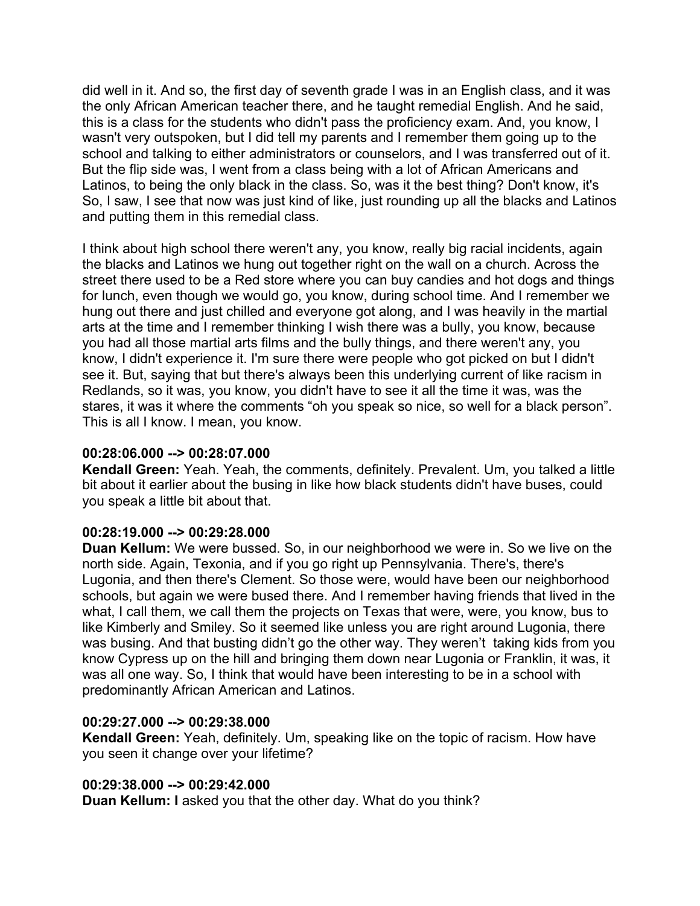did well in it. And so, the first day of seventh grade I was in an English class, and it was the only African American teacher there, and he taught remedial English. And he said, this is a class for the students who didn't pass the proficiency exam. And, you know, I wasn't very outspoken, but I did tell my parents and I remember them going up to the school and talking to either administrators or counselors, and I was transferred out of it. But the flip side was, I went from a class being with a lot of African Americans and Latinos, to being the only black in the class. So, was it the best thing? Don't know, it's So, I saw, I see that now was just kind of like, just rounding up all the blacks and Latinos and putting them in this remedial class.

I think about high school there weren't any, you know, really big racial incidents, again the blacks and Latinos we hung out together right on the wall on a church. Across the street there used to be a Red store where you can buy candies and hot dogs and things for lunch, even though we would go, you know, during school time. And I remember we hung out there and just chilled and everyone got along, and I was heavily in the martial arts at the time and I remember thinking I wish there was a bully, you know, because you had all those martial arts films and the bully things, and there weren't any, you know, I didn't experience it. I'm sure there were people who got picked on but I didn't see it. But, saying that but there's always been this underlying current of like racism in Redlands, so it was, you know, you didn't have to see it all the time it was, was the stares, it was it where the comments "oh you speak so nice, so well for a black person". This is all I know. I mean, you know.

**00:28:06.000 --> 00:28:07.000**
**Kendall Green:** Yeah. Yeah, the comments, definitely. Prevalent. Um, you talked a little bit about it earlier about the busing in like how black students didn't have buses, could you speak a little bit about that.

**00:28:19.000 --> 00:29:28.000**
**Duan Kellum:** We were bussed. So, in our neighborhood we were in. So we live on the north side. Again, Texonia, and if you go right up Pennsylvania. There's, there's Lugonia, and then there's Clement. So those were, would have been our neighborhood schools, but again we were bused there. And I remember having friends that lived in the what, I call them, we call them the projects on Texas that were, were, you know, bus to like Kimberly and Smiley. So it seemed like unless you are right around Lugonia, there was busing. And that busting didn't go the other way. They weren't taking kids from you know Cypress up on the hill and bringing them down near Lugonia or Franklin, it was, it was all one way. So, I think that would have been interesting to be in a school with predominantly African American and Latinos.

**00:29:27.000 --> 00:29:38.000**
**Kendall Green:** Yeah, definitely. Um, speaking like on the topic of racism. How have you seen it change over your lifetime?

**00:29:38.000 --> 00:29:42.000**
**Duan Kellum:** I asked you that the other day. What do you think?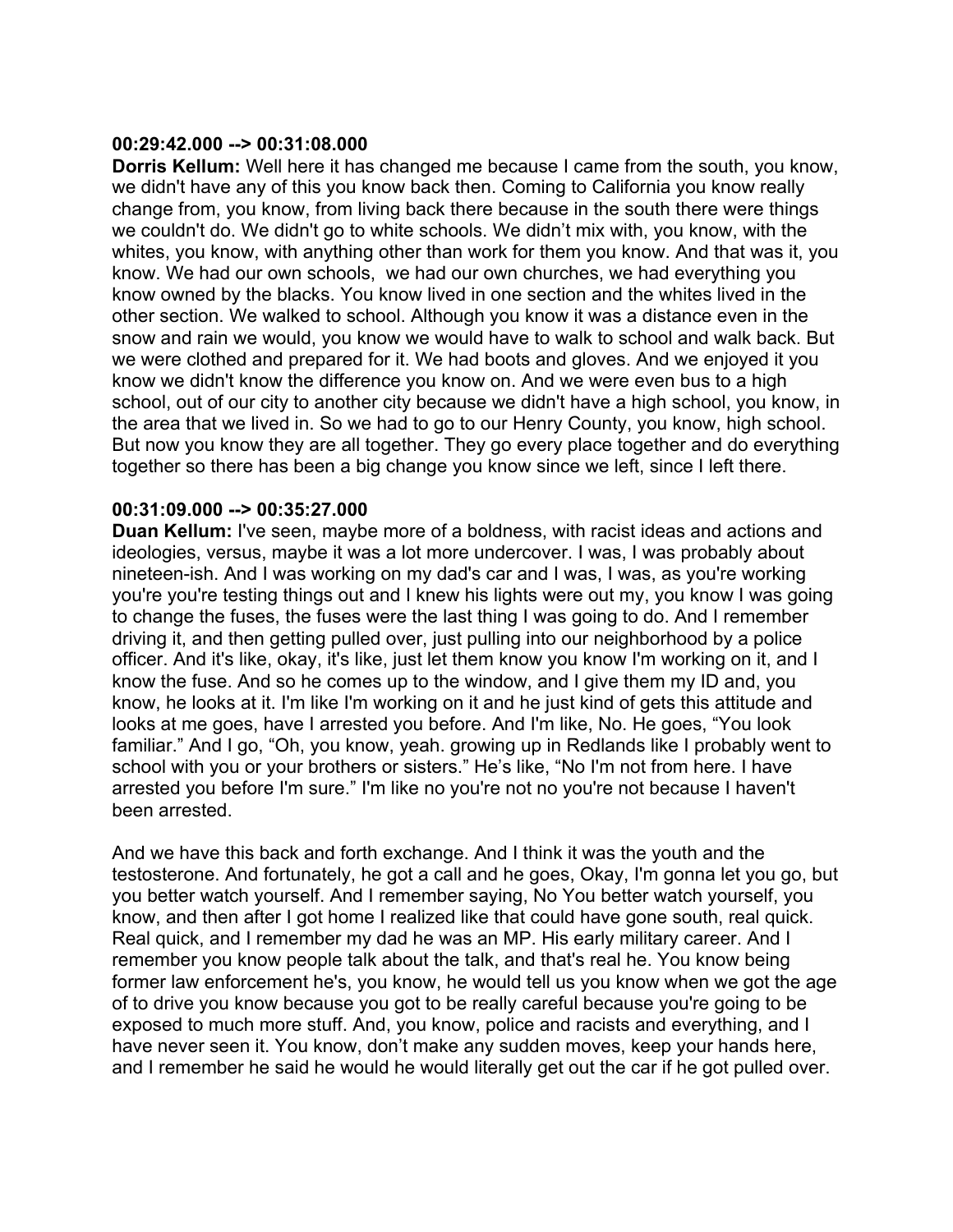**00:29:42.000 --> 00:31:08.000**
**Dorris Kellum:** Well here it has changed me because I came from the south, you know, we didn't have any of this you know back then. Coming to California you know really change from, you know, from living back there because in the south there were things we couldn't do. We didn't go to white schools. We didn’t mix with, you know, with the whites, you know, with anything other than work for them you know. And that was it, you know. We had our own schools,  we had our own churches, we had everything you know owned by the blacks. You know lived in one section and the whites lived in the other section. We walked to school. Although you know it was a distance even in the snow and rain we would, you know we would have to walk to school and walk back. But we were clothed and prepared for it. We had boots and gloves. And we enjoyed it you know we didn't know the difference you know on. And we were even bus to a high school, out of our city to another city because we didn't have a high school, you know, in the area that we lived in. So we had to go to our Henry County, you know, high school. But now you know they are all together. They go every place together and do everything together so there has been a big change you know since we left, since I left there.

**00:31:09.000 --> 00:35:27.000**
**Duan Kellum:** I've seen, maybe more of a boldness, with racist ideas and actions and ideologies, versus, maybe it was a lot more undercover. I was, I was probably about nineteen-ish. And I was working on my dad's car and I was, I was, as you're working you're you're testing things out and I knew his lights were out my, you know I was going to change the fuses, the fuses were the last thing I was going to do. And I remember driving it, and then getting pulled over, just pulling into our neighborhood by a police officer. And it's like, okay, it's like, just let them know you know I'm working on it, and I know the fuse. And so he comes up to the window, and I give them my ID and, you know, he looks at it. I'm like I'm working on it and he just kind of gets this attitude and looks at me goes, have I arrested you before. And I'm like, No. He goes, “You look familiar.” And I go, “Oh, you know, yeah. growing up in Redlands like I probably went to school with you or your brothers or sisters.” He’s like, “No I'm not from here. I have arrested you before I'm sure.” I'm like no you're not no you're not because I haven't been arrested.

And we have this back and forth exchange. And I think it was the youth and the testosterone. And fortunately, he got a call and he goes, Okay, I'm gonna let you go, but you better watch yourself. And I remember saying, No You better watch yourself, you know, and then after I got home I realized like that could have gone south, real quick. Real quick, and I remember my dad he was an MP. His early military career. And I remember you know people talk about the talk, and that's real he. You know being former law enforcement he's, you know, he would tell us you know when we got the age of to drive you know because you got to be really careful because you're going to be exposed to much more stuff. And, you know, police and racists and everything, and I have never seen it. You know, don’t make any sudden moves, keep your hands here, and I remember he said he would he would literally get out the car if he got pulled over.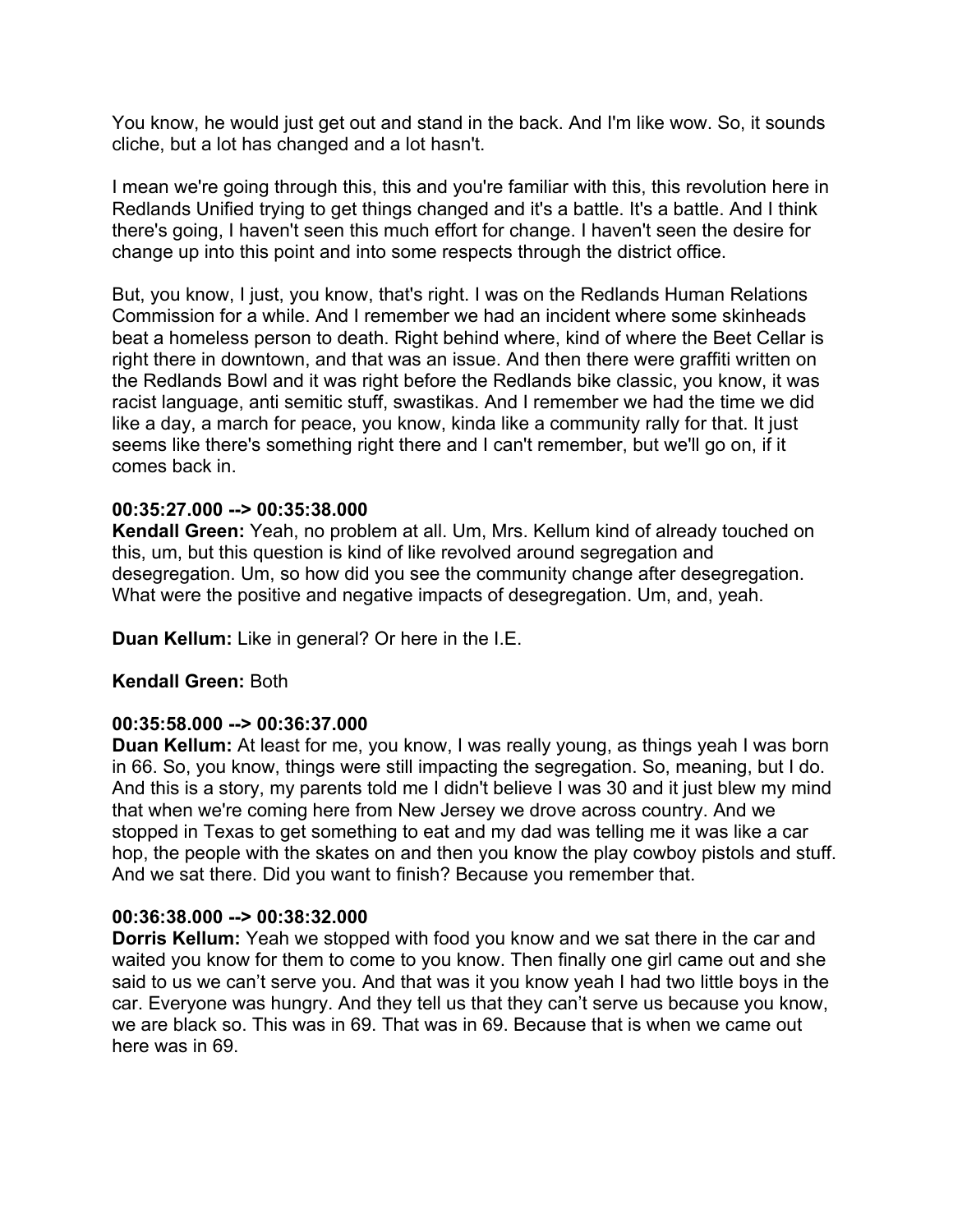You know, he would just get out and stand in the back. And I'm like wow. So, it sounds cliche, but a lot has changed and a lot hasn't.

I mean we're going through this, this and you're familiar with this, this revolution here in Redlands Unified trying to get things changed and it's a battle. It's a battle. And I think there's going, I haven't seen this much effort for change. I haven't seen the desire for change up into this point and into some respects through the district office.

But, you know, I just, you know, that's right. I was on the Redlands Human Relations Commission for a while. And I remember we had an incident where some skinheads beat a homeless person to death. Right behind where, kind of where the Beet Cellar is right there in downtown, and that was an issue. And then there were graffiti written on the Redlands Bowl and it was right before the Redlands bike classic, you know, it was racist language, anti semitic stuff, swastikas. And I remember we had the time we did like a day, a march for peace, you know, kinda like a community rally for that. It just seems like there's something right there and I can't remember, but we'll go on, if it comes back in.

**00:35:27.000 --> 00:35:38.000**
**Kendall Green:** Yeah, no problem at all. Um, Mrs. Kellum kind of already touched on this, um, but this question is kind of like revolved around segregation and desegregation. Um, so how did you see the community change after desegregation. What were the positive and negative impacts of desegregation. Um, and, yeah.

**Duan Kellum:** Like in general? Or here in the I.E.

**Kendall Green:** Both

**00:35:58.000 --> 00:36:37.000**
**Duan Kellum:** At least for me, you know, I was really young, as things yeah I was born in 66. So, you know, things were still impacting the segregation. So, meaning, but I do. And this is a story, my parents told me I didn't believe I was 30 and it just blew my mind that when we're coming here from New Jersey we drove across country. And we stopped in Texas to get something to eat and my dad was telling me it was like a car hop, the people with the skates on and then you know the play cowboy pistols and stuff. And we sat there. Did you want to finish? Because you remember that.

**00:36:38.000 --> 00:38:32.000**
**Dorris Kellum:** Yeah we stopped with food you know and we sat there in the car and waited you know for them to come to you know. Then finally one girl came out and she said to us we can't serve you. And that was it you know yeah I had two little boys in the car. Everyone was hungry. And they tell us that they can't serve us because you know, we are black so. This was in 69. That was in 69. Because that is when we came out here was in 69.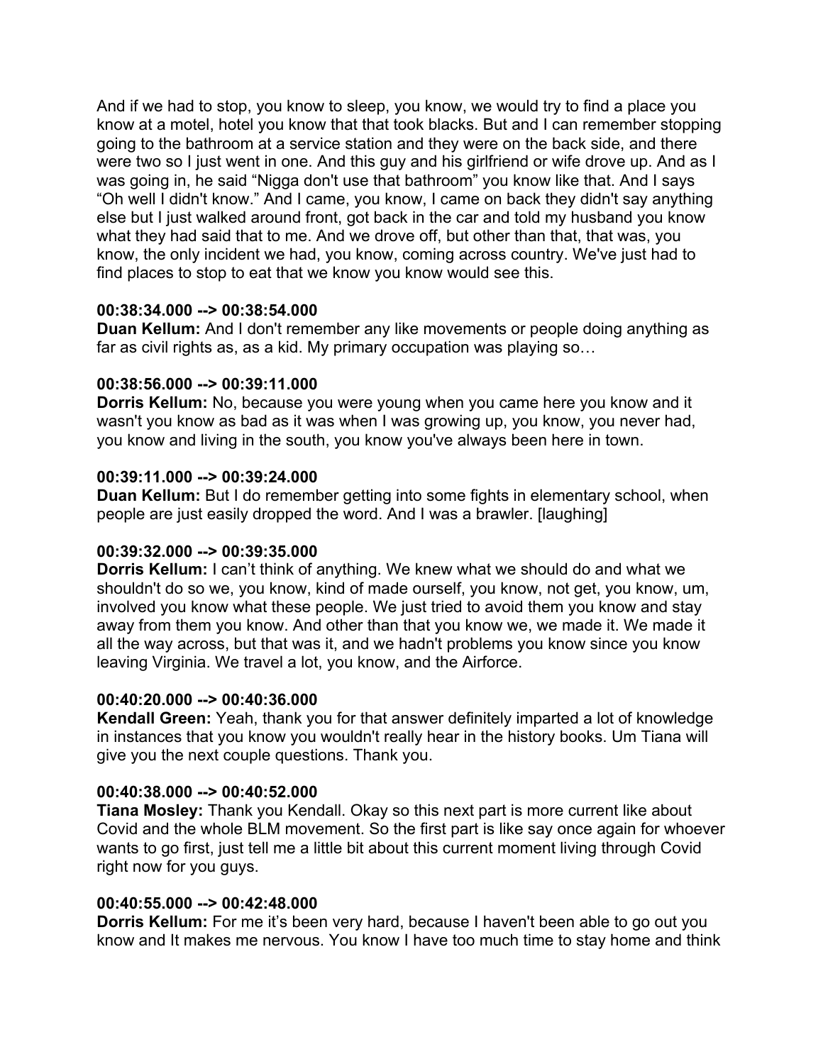And if we had to stop, you know to sleep, you know, we would try to find a place you know at a motel, hotel you know that that took blacks. But and I can remember stopping going to the bathroom at a service station and they were on the back side, and there were two so I just went in one. And this guy and his girlfriend or wife drove up. And as I was going in, he said "Nigga don't use that bathroom" you know like that. And I says "Oh well I didn't know." And I came, you know, I came on back they didn't say anything else but I just walked around front, got back in the car and told my husband you know what they had said that to me. And we drove off, but other than that, that was, you know, the only incident we had, you know, coming across country. We've just had to find places to stop to eat that we know you know would see this.

**00:38:34.000 --> 00:38:54.000**
**Duan Kellum:** And I don't remember any like movements or people doing anything as far as civil rights as, as a kid. My primary occupation was playing so…

**00:38:56.000 --> 00:39:11.000**
**Dorris Kellum:** No, because you were young when you came here you know and it wasn't you know as bad as it was when I was growing up, you know, you never had, you know and living in the south, you know you've always been here in town.

**00:39:11.000 --> 00:39:24.000**
**Duan Kellum:** But I do remember getting into some fights in elementary school, when people are just easily dropped the word. And I was a brawler. [laughing]

**00:39:32.000 --> 00:39:35.000**
**Dorris Kellum:** I can't think of anything. We knew what we should do and what we shouldn't do so we, you know, kind of made ourself, you know, not get, you know, um, involved you know what these people. We just tried to avoid them you know and stay away from them you know. And other than that you know we, we made it. We made it all the way across, but that was it, and we hadn't problems you know since you know leaving Virginia. We travel a lot, you know, and the Airforce.

**00:40:20.000 --> 00:40:36.000**
**Kendall Green:** Yeah, thank you for that answer definitely imparted a lot of knowledge in instances that you know you wouldn't really hear in the history books. Um Tiana will give you the next couple questions. Thank you.

**00:40:38.000 --> 00:40:52.000**
**Tiana Mosley:** Thank you Kendall. Okay so this next part is more current like about Covid and the whole BLM movement. So the first part is like say once again for whoever wants to go first, just tell me a little bit about this current moment living through Covid right now for you guys.

**00:40:55.000 --> 00:42:48.000**
**Dorris Kellum:** For me it's been very hard, because I haven't been able to go out you know and It makes me nervous. You know I have too much time to stay home and think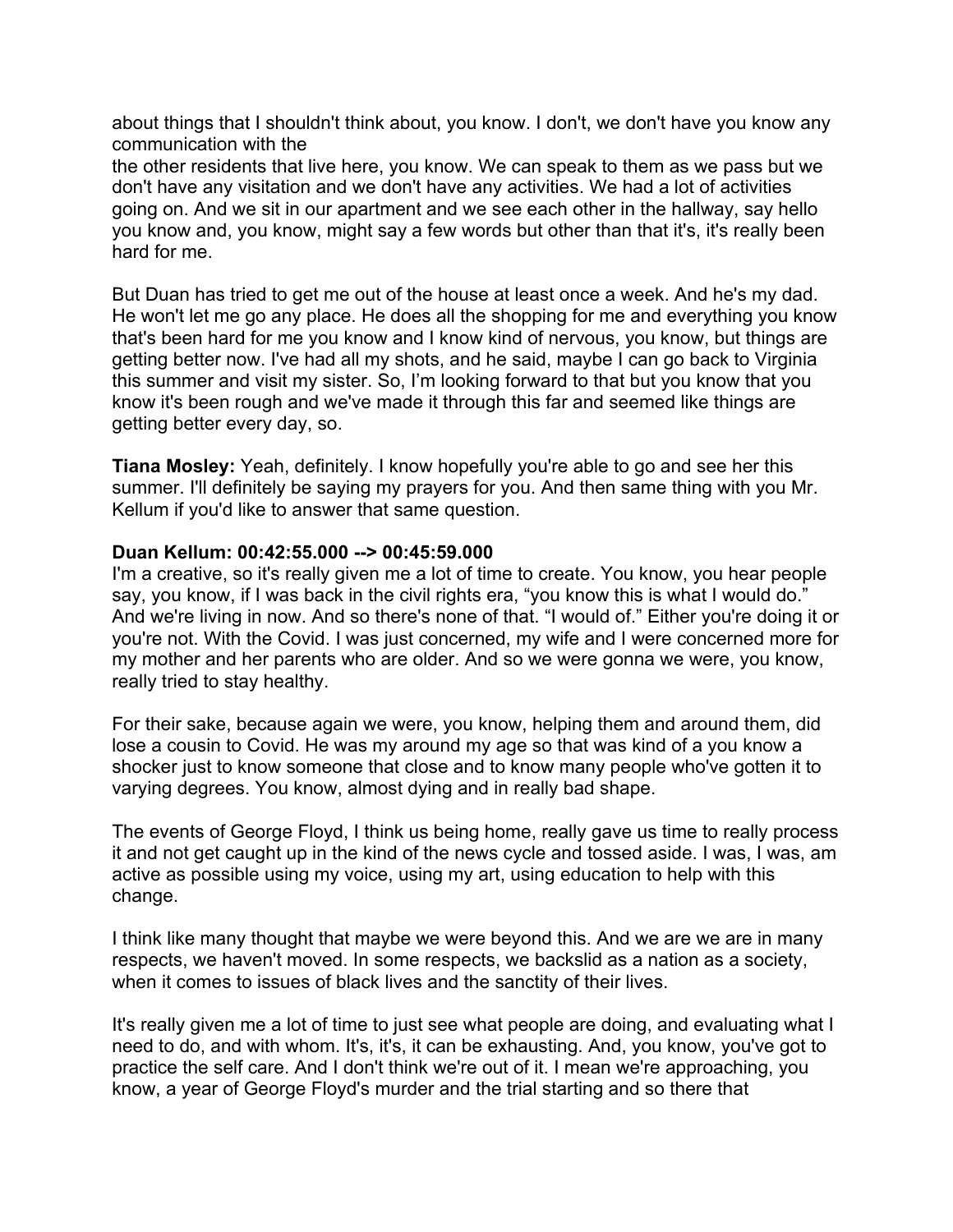about things that I shouldn't think about, you know. I don't, we don't have you know any communication with the
the other residents that live here, you know. We can speak to them as we pass but we don't have any visitation and we don't have any activities. We had a lot of activities going on. And we sit in our apartment and we see each other in the hallway, say hello you know and, you know, might say a few words but other than that it's, it's really been hard for me.

But Duan has tried to get me out of the house at least once a week. And he's my dad. He won't let me go any place. He does all the shopping for me and everything you know that's been hard for me you know and I know kind of nervous, you know, but things are getting better now. I've had all my shots, and he said, maybe I can go back to Virginia this summer and visit my sister. So, I'm looking forward to that but you know that you know it's been rough and we've made it through this far and seemed like things are getting better every day, so.

**Tiana Mosley:** Yeah, definitely. I know hopefully you're able to go and see her this summer. I'll definitely be saying my prayers for you. And then same thing with you Mr. Kellum if you'd like to answer that same question.

**Duan Kellum: 00:42:55.000 --> 00:45:59.000**
I'm a creative, so it's really given me a lot of time to create. You know, you hear people say, you know, if I was back in the civil rights era, "you know this is what I would do." And we're living in now. And so there's none of that. "I would of." Either you're doing it or you're not. With the Covid. I was just concerned, my wife and I were concerned more for my mother and her parents who are older. And so we were gonna we were, you know, really tried to stay healthy.

For their sake, because again we were, you know, helping them and around them, did lose a cousin to Covid. He was my around my age so that was kind of a you know a shocker just to know someone that close and to know many people who've gotten it to varying degrees. You know, almost dying and in really bad shape.

The events of George Floyd, I think us being home, really gave us time to really process it and not get caught up in the kind of the news cycle and tossed aside. I was, I was, am active as possible using my voice, using my art, using education to help with this change.

I think like many thought that maybe we were beyond this. And we are we are in many respects, we haven't moved. In some respects, we backslid as a nation as a society, when it comes to issues of black lives and the sanctity of their lives.

It's really given me a lot of time to just see what people are doing, and evaluating what I need to do, and with whom. It's, it's, it can be exhausting. And, you know, you've got to practice the self care. And I don't think we're out of it. I mean we're approaching, you know, a year of George Floyd's murder and the trial starting and so there that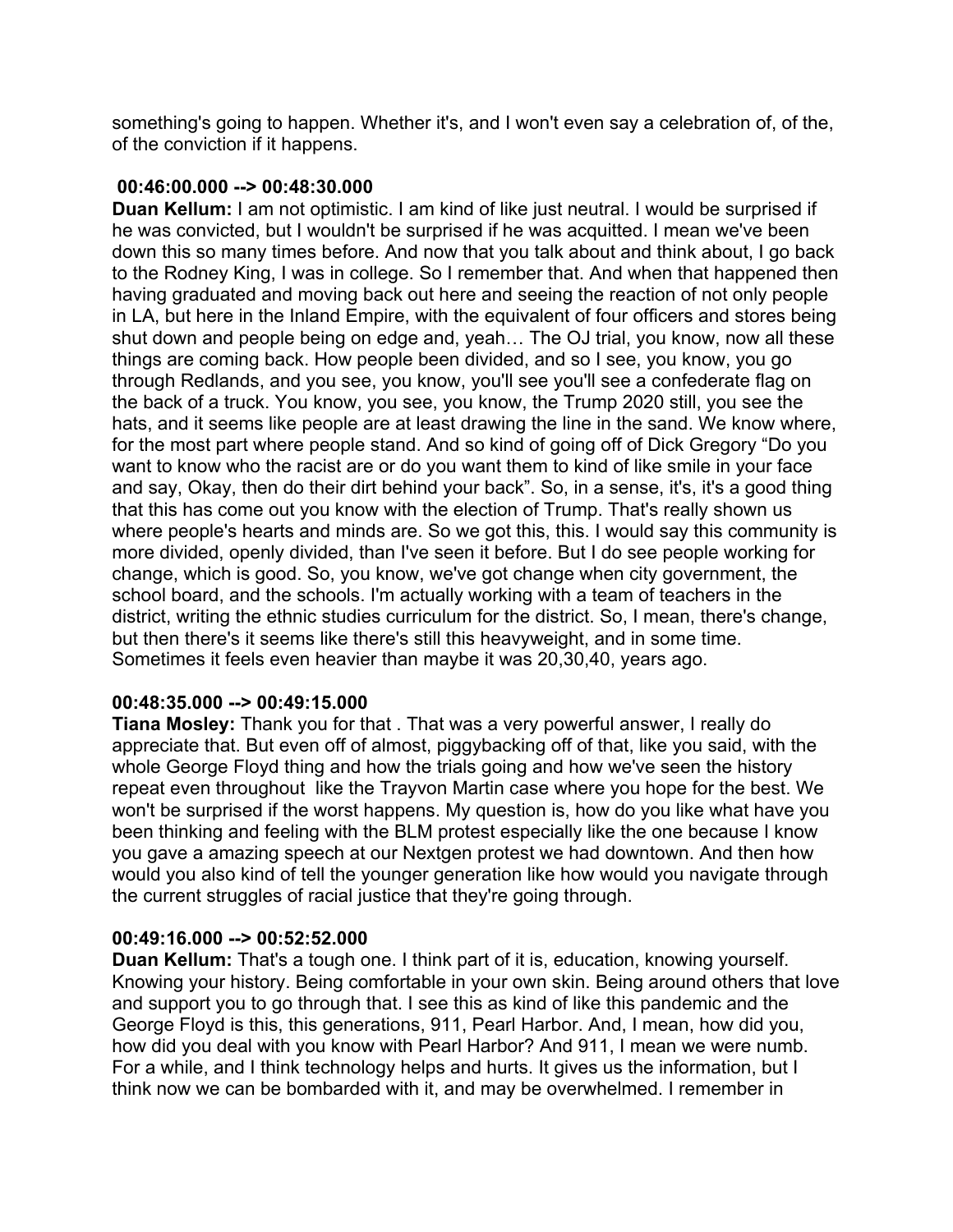something's going to happen. Whether it's, and I won't even say a celebration of, of the, of the conviction if it happens.

**00:46:00.000 --> 00:48:30.000**

**Duan Kellum:** I am not optimistic. I am kind of like just neutral. I would be surprised if he was convicted, but I wouldn't be surprised if he was acquitted. I mean we've been down this so many times before. And now that you talk about and think about, I go back to the Rodney King, I was in college. So I remember that. And when that happened then having graduated and moving back out here and seeing the reaction of not only people in LA, but here in the Inland Empire, with the equivalent of four officers and stores being shut down and people being on edge and, yeah… The OJ trial, you know, now all these things are coming back. How people been divided, and so I see, you know, you go through Redlands, and you see, you know, you'll see you'll see a confederate flag on the back of a truck. You know, you see, you know, the Trump 2020 still, you see the hats, and it seems like people are at least drawing the line in the sand. We know where, for the most part where people stand. And so kind of going off of Dick Gregory "Do you want to know who the racist are or do you want them to kind of like smile in your face and say, Okay, then do their dirt behind your back". So, in a sense, it's, it's a good thing that this has come out you know with the election of Trump. That's really shown us where people's hearts and minds are. So we got this, this. I would say this community is more divided, openly divided, than I've seen it before. But I do see people working for change, which is good. So, you know, we've got change when city government, the school board, and the schools. I'm actually working with a team of teachers in the district, writing the ethnic studies curriculum for the district. So, I mean, there's change, but then there's it seems like there's still this heavyweight, and in some time. Sometimes it feels even heavier than maybe it was 20,30,40, years ago.

**00:48:35.000 --> 00:49:15.000**

**Tiana Mosley:** Thank you for that . That was a very powerful answer, I really do appreciate that. But even off of almost, piggybacking off of that, like you said, with the whole George Floyd thing and how the trials going and how we've seen the history repeat even throughout like the Trayvon Martin case where you hope for the best. We won't be surprised if the worst happens. My question is, how do you like what have you been thinking and feeling with the BLM protest especially like the one because I know you gave a amazing speech at our Nextgen protest we had downtown. And then how would you also kind of tell the younger generation like how would you navigate through the current struggles of racial justice that they're going through.

**00:49:16.000 --> 00:52:52.000**

**Duan Kellum:** That's a tough one. I think part of it is, education, knowing yourself. Knowing your history. Being comfortable in your own skin. Being around others that love and support you to go through that. I see this as kind of like this pandemic and the George Floyd is this, this generations, 911, Pearl Harbor. And, I mean, how did you, how did you deal with you know with Pearl Harbor? And 911, I mean we were numb. For a while, and I think technology helps and hurts. It gives us the information, but I think now we can be bombarded with it, and may be overwhelmed. I remember in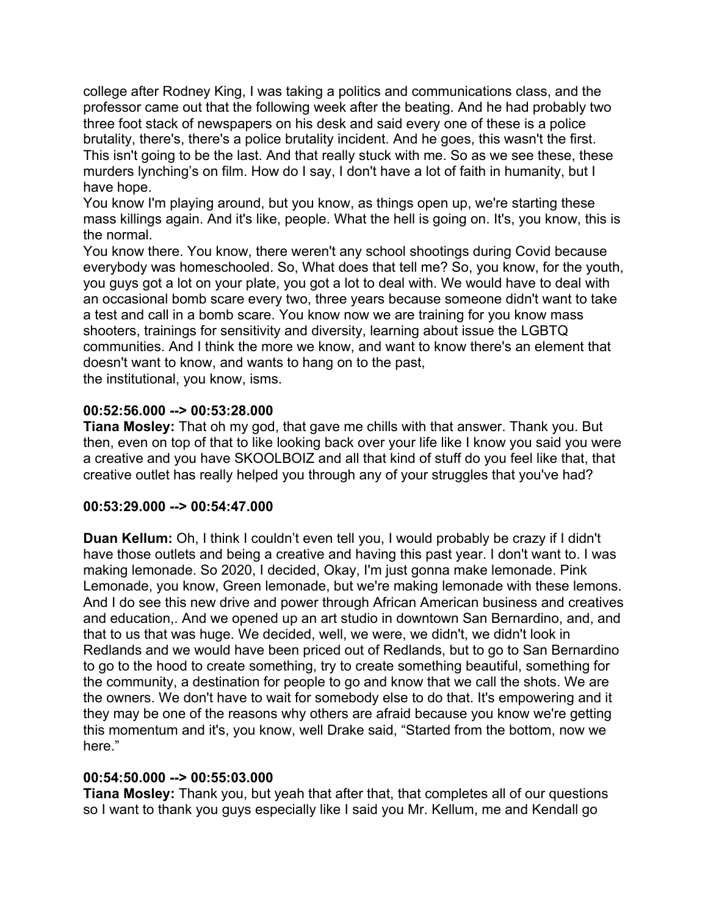college after Rodney King, I was taking a politics and communications class, and the professor came out that the following week after the beating. And he had probably two three foot stack of newspapers on his desk and said every one of these is a police brutality, there's, there's a police brutality incident. And he goes, this wasn't the first. This isn't going to be the last. And that really stuck with me. So as we see these, these murders lynching's on film. How do I say, I don't have a lot of faith in humanity, but I have hope.

You know I'm playing around, but you know, as things open up, we're starting these mass killings again. And it's like, people. What the hell is going on. It's, you know, this is the normal.

You know there. You know, there weren't any school shootings during Covid because everybody was homeschooled. So, What does that tell me? So, you know, for the youth, you guys got a lot on your plate, you got a lot to deal with. We would have to deal with an occasional bomb scare every two, three years because someone didn't want to take a test and call in a bomb scare. You know now we are training for you know mass shooters, trainings for sensitivity and diversity, learning about issue the LGBTQ communities. And I think the more we know, and want to know there's an element that doesn't want to know, and wants to hang on to the past, the institutional, you know, isms.

### 00:52:56.000 --> 00:53:28.000

**Tiana Mosley:** That oh my god, that gave me chills with that answer. Thank you. But then, even on top of that to like looking back over your life like I know you said you were a creative and you have SKOOLBOIZ and all that kind of stuff do you feel like that, that creative outlet has really helped you through any of your struggles that you've had?

### 00:53:29.000 --> 00:54:47.000

**Duan Kellum:** Oh, I think I couldn't even tell you, I would probably be crazy if I didn't have those outlets and being a creative and having this past year. I don't want to. I was making lemonade. So 2020, I decided, Okay, I'm just gonna make lemonade. Pink Lemonade, you know, Green lemonade, but we're making lemonade with these lemons. And I do see this new drive and power through African American business and creatives and education,. And we opened up an art studio in downtown San Bernardino, and, and that to us that was huge. We decided, well, we were, we didn't, we didn't look in Redlands and we would have been priced out of Redlands, but to go to San Bernardino to go to the hood to create something, try to create something beautiful, something for the community, a destination for people to go and know that we call the shots. We are the owners. We don't have to wait for somebody else to do that. It's empowering and it they may be one of the reasons why others are afraid because you know we're getting this momentum and it's, you know, well Drake said, "Started from the bottom, now we here."

### 00:54:50.000 --> 00:55:03.000

**Tiana Mosley:** Thank you, but yeah that after that, that completes all of our questions so I want to thank you guys especially like I said you Mr. Kellum, me and Kendall go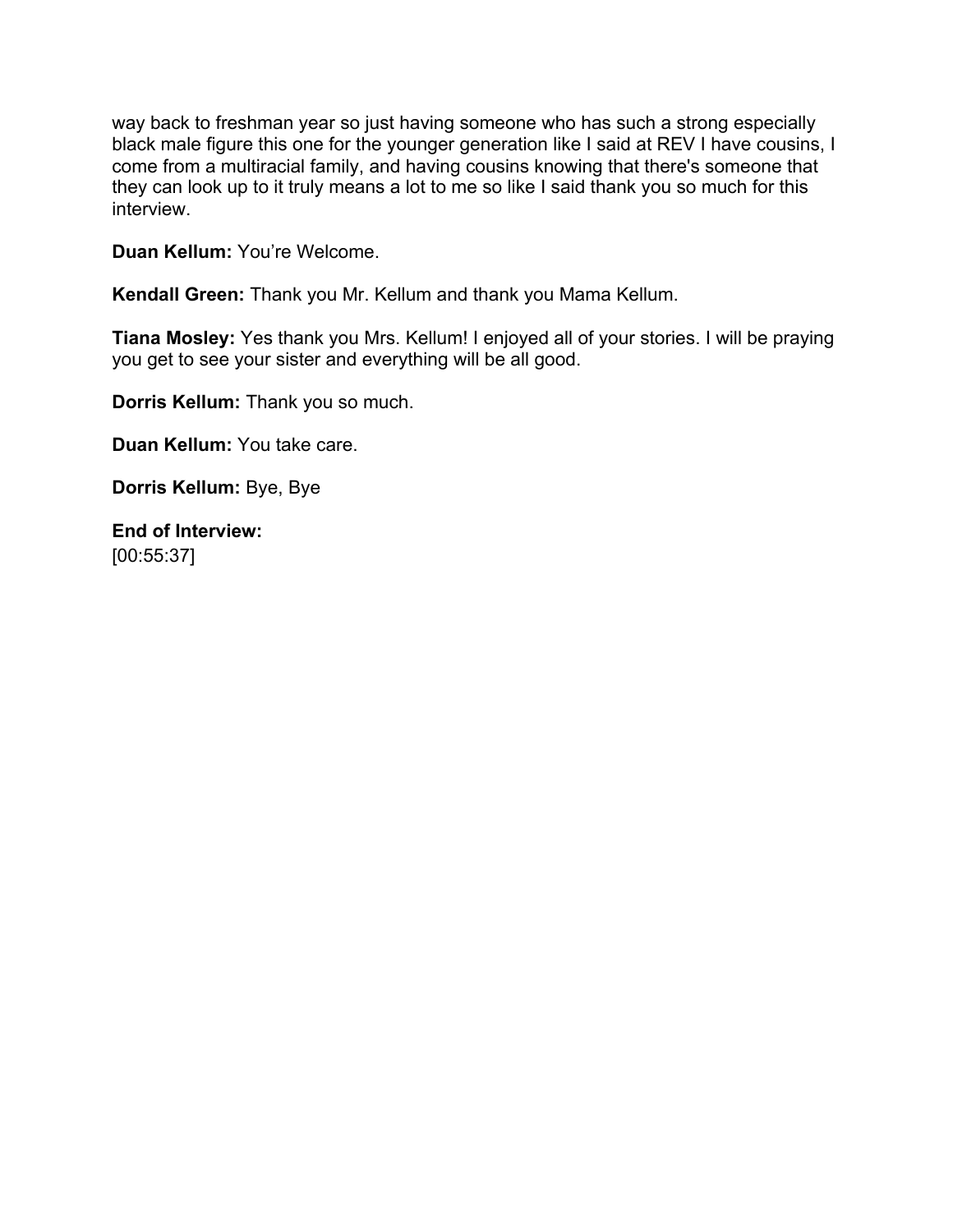way back to freshman year so just having someone who has such a strong especially black male figure this one for the younger generation like I said at REV I have cousins, I come from a multiracial family, and having cousins knowing that there's someone that they can look up to it truly means a lot to me so like I said thank you so much for this interview.

**Duan Kellum:** You're Welcome.

**Kendall Green:** Thank you Mr. Kellum and thank you Mama Kellum.

**Tiana Mosley:** Yes thank you Mrs. Kellum! I enjoyed all of your stories. I will be praying you get to see your sister and everything will be all good.

**Dorris Kellum:** Thank you so much.

**Duan Kellum:** You take care.

**Dorris Kellum:** Bye, Bye

**End of Interview:**
[00:55:37]